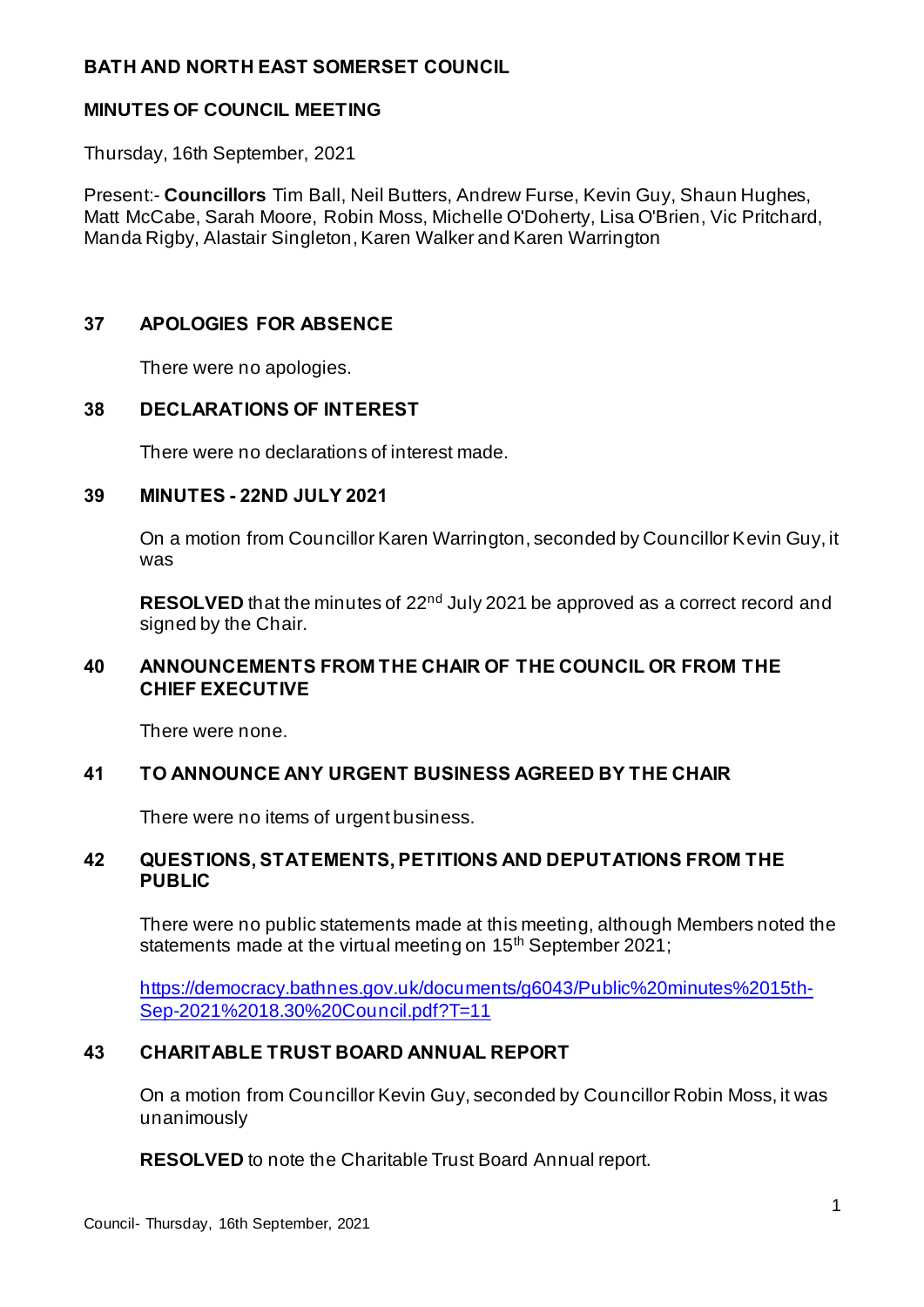# BATH AND NORTH EAST SOMERSET COUNCIL

## MINUTES OF COUNCIL MEETING

Thursday, 16th September, 2021

Present:- **Councillors** Tim Ball, Neil Butters, Andrew Furse, Kevin Guy, Shaun Hughes, Matt McCabe, Sarah Moore, Robin Moss, Michelle O'Doherty, Lisa O'Brien, Vic Pritchard, Manda Rigby, Alastair Singleton, Karen Walker and Karen Warrington

### 37 APOLOGIES FOR ABSENCE

There were no apologies.

### 38 DECLARATIONS OF INTEREST

There were no declarations of interest made.

### 39 MINUTES - 22ND JULY 2021

On a motion from Councillor Karen Warrington, seconded by Councillor Kevin Guy, it was

**RESOLVED** that the minutes of 22nd July 2021 be approved as a correct record and signed by the Chair.

### 40 ANNOUNCEMENTS FROM THE CHAIR OF THE COUNCIL OR FROM THE CHIEF EXECUTIVE

There were none.

### 41 TO ANNOUNCE ANY URGENT BUSINESS AGREED BY THE CHAIR

There were no items of urgent business.

### 42 QUESTIONS, STATEMENTS, PETITIONS AND DEPUTATIONS FROM THE PUBLIC

There were no public statements made at this meeting, although Members noted the statements made at the virtual meeting on 15th September 2021;

https://democracy.bathnes.gov.uk/documents/g6043/Public%20minutes%2015th-Sep-2021%2018.30%20Council.pdf?T=11

### 43 CHARITABLE TRUST BOARD ANNUAL REPORT

On a motion from Councillor Kevin Guy, seconded by Councillor Robin Moss, it was unanimously

**RESOLVED** to note the Charitable Trust Board Annual report.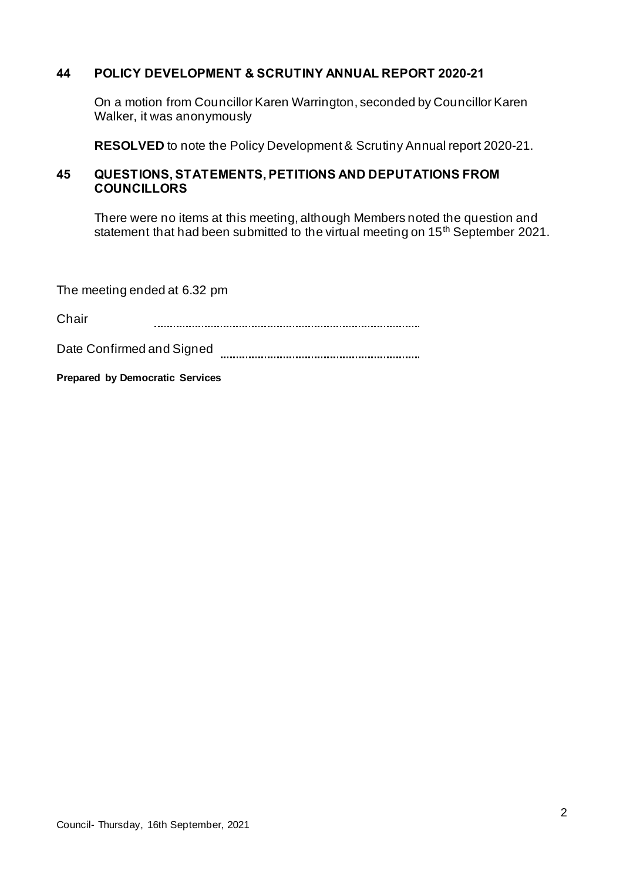## 44 POLICY DEVELOPMENT & SCRUTINY ANNUAL REPORT 2020-21

On a motion from Councillor Karen Warrington, seconded by Councillor Karen Walker, it was anonymously

**RESOLVED** to note the Policy Development & Scrutiny Annual report 2020-21.

## 45 QUESTIONS, STATEMENTS, PETITIONS AND DEPUTATIONS FROM COUNCILLORS

There were no items at this meeting, although Members noted the question and statement that had been submitted to the virtual meeting on 15th September 2021.

The meeting ended at 6.32 pm

Chair ........................................................................................

Date Confirmed and Signed ..................................................................

**Prepared by Democratic Services**